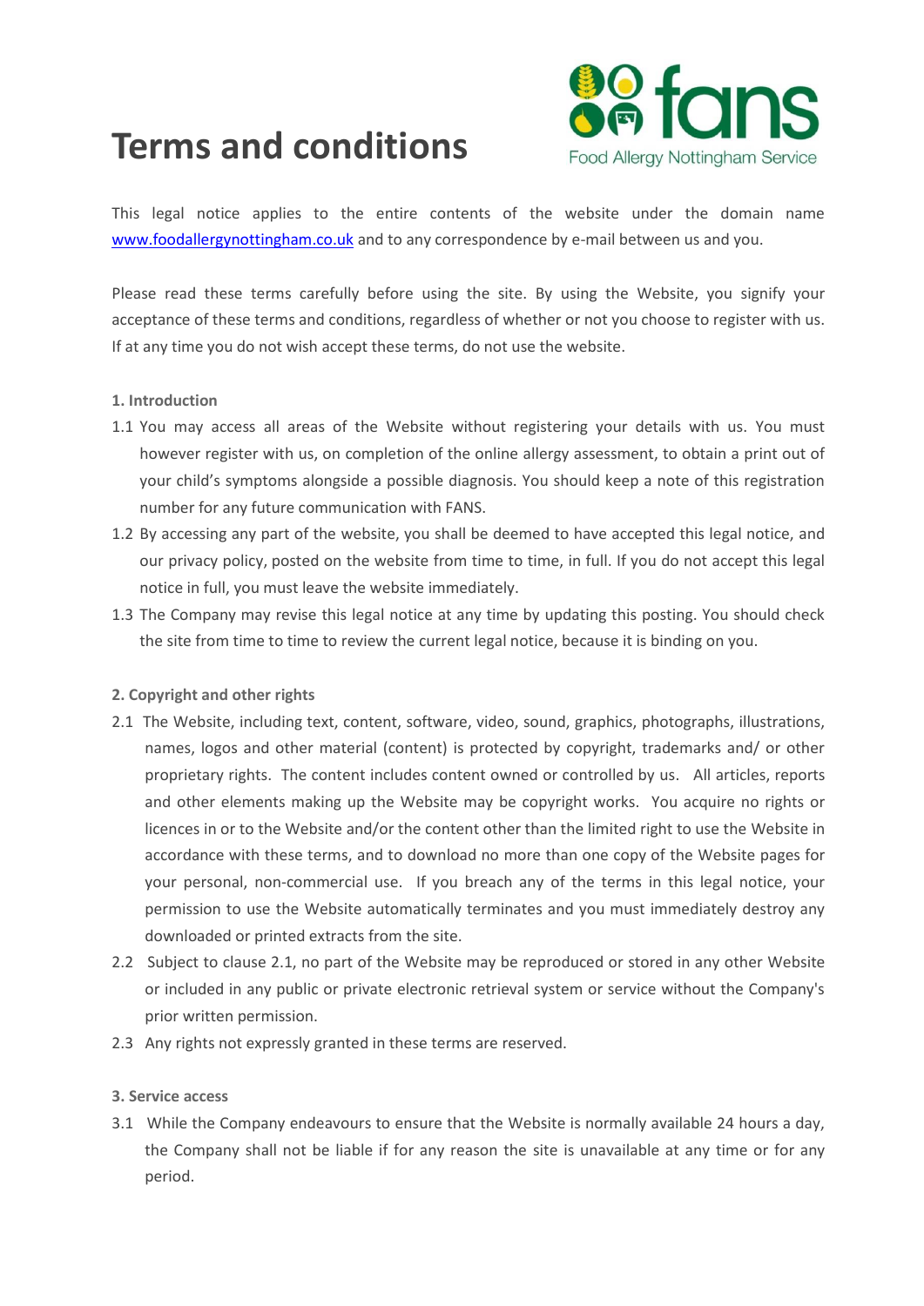# Terms and conditions

fans
Food Allergy Nottingham Service

This legal notice applies to the entire contents of the website under the domain name [www.foodallergynottingham.co.uk](http://www.foodallergynottingham.co.uk) and to any correspondence by e-mail between us and you.

Please read these terms carefully before using the site. By using the Website, you signify your acceptance of these terms and conditions, regardless of whether or not you choose to register with us. If at any time you do not wish accept these terms, do not use the website.

**1. Introduction**

1.1 You may access all areas of the Website without registering your details with us. You must however register with us, on completion of the online allergy assessment, to obtain a print out of your child's symptoms alongside a possible diagnosis. You should keep a note of this registration number for any future communication with FANS.

1.2 By accessing any part of the website, you shall be deemed to have accepted this legal notice, and our privacy policy, posted on the website from time to time, in full. If you do not accept this legal notice in full, you must leave the website immediately.

1.3 The Company may revise this legal notice at any time by updating this posting. You should check the site from time to time to review the current legal notice, because it is binding on you.

**2. Copyright and other rights**

2.1 The Website, including text, content, software, video, sound, graphics, photographs, illustrations, names, logos and other material (content) is protected by copyright, trademarks and/ or other proprietary rights. The content includes content owned or controlled by us. All articles, reports and other elements making up the Website may be copyright works. You acquire no rights or licences in or to the Website and/or the content other than the limited right to use the Website in accordance with these terms, and to download no more than one copy of the Website pages for your personal, non-commercial use. If you breach any of the terms in this legal notice, your permission to use the Website automatically terminates and you must immediately destroy any downloaded or printed extracts from the site.

2.2 Subject to clause 2.1, no part of the Website may be reproduced or stored in any other Website or included in any public or private electronic retrieval system or service without the Company's prior written permission.

2.3 Any rights not expressly granted in these terms are reserved.

**3. Service access**

3.1 While the Company endeavours to ensure that the Website is normally available 24 hours a day, the Company shall not be liable if for any reason the site is unavailable at any time or for any period.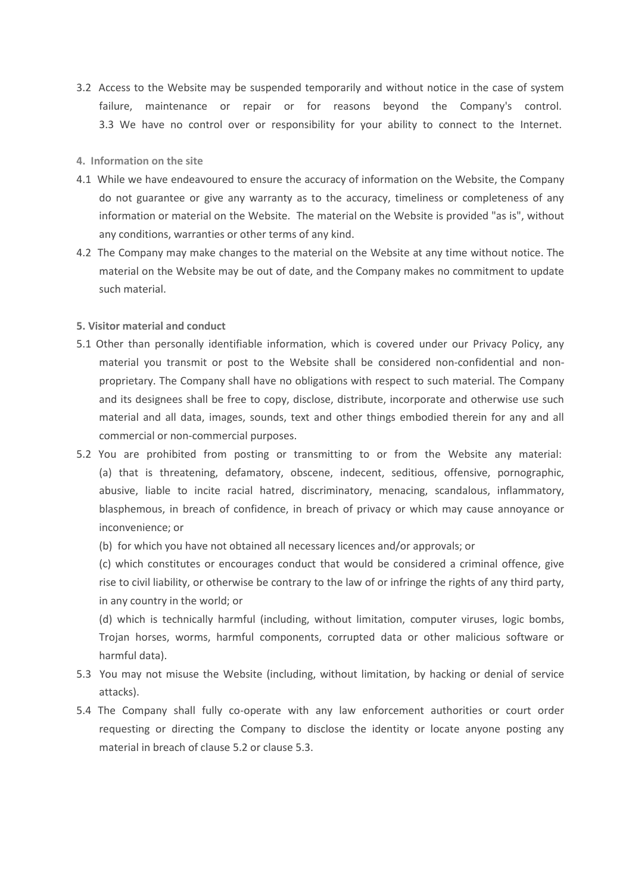3.2 Access to the Website may be suspended temporarily and without notice in the case of system failure, maintenance or repair or for reasons beyond the Company's control. 3.3 We have no control over or responsibility for your ability to connect to the Internet.

**4. Information on the site**

4.1 While we have endeavoured to ensure the accuracy of information on the Website, the Company do not guarantee or give any warranty as to the accuracy, timeliness or completeness of any information or material on the Website. The material on the Website is provided "as is", without any conditions, warranties or other terms of any kind.

4.2 The Company may make changes to the material on the Website at any time without notice. The material on the Website may be out of date, and the Company makes no commitment to update such material.

**5. Visitor material and conduct**

5.1 Other than personally identifiable information, which is covered under our Privacy Policy, any material you transmit or post to the Website shall be considered non-confidential and non-proprietary. The Company shall have no obligations with respect to such material. The Company and its designees shall be free to copy, disclose, distribute, incorporate and otherwise use such material and all data, images, sounds, text and other things embodied therein for any and all commercial or non-commercial purposes.

5.2 You are prohibited from posting or transmitting to or from the Website any material:

(a) that is threatening, defamatory, obscene, indecent, seditious, offensive, pornographic, abusive, liable to incite racial hatred, discriminatory, menacing, scandalous, inflammatory, blasphemous, in breach of confidence, in breach of privacy or which may cause annoyance or inconvenience; or

(b) for which you have not obtained all necessary licences and/or approvals; or

(c) which constitutes or encourages conduct that would be considered a criminal offence, give rise to civil liability, or otherwise be contrary to the law of or infringe the rights of any third party, in any country in the world; or

(d) which is technically harmful (including, without limitation, computer viruses, logic bombs, Trojan horses, worms, harmful components, corrupted data or other malicious software or harmful data).

5.3 You may not misuse the Website (including, without limitation, by hacking or denial of service attacks).

5.4 The Company shall fully co-operate with any law enforcement authorities or court order requesting or directing the Company to disclose the identity or locate anyone posting any material in breach of clause 5.2 or clause 5.3.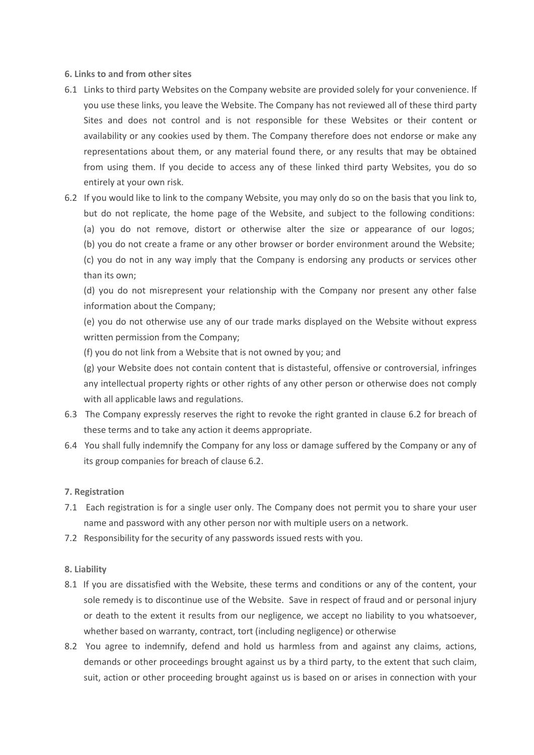**6. Links to and from other sites**

6.1 Links to third party Websites on the Company website are provided solely for your convenience. If you use these links, you leave the Website. The Company has not reviewed all of these third party Sites and does not control and is not responsible for these Websites or their content or availability or any cookies used by them. The Company therefore does not endorse or make any representations about them, or any material found there, or any results that may be obtained from using them. If you decide to access any of these linked third party Websites, you do so entirely at your own risk.

6.2 If you would like to link to the company Website, you may only do so on the basis that you link to, but do not replicate, the home page of the Website, and subject to the following conditions:

(a) you do not remove, distort or otherwise alter the size or appearance of our logos;

(b) you do not create a frame or any other browser or border environment around the Website;

(c) you do not in any way imply that the Company is endorsing any products or services other than its own;

(d) you do not misrepresent your relationship with the Company nor present any other false information about the Company;

(e) you do not otherwise use any of our trade marks displayed on the Website without express written permission from the Company;

(f) you do not link from a Website that is not owned by you; and

(g) your Website does not contain content that is distasteful, offensive or controversial, infringes any intellectual property rights or other rights of any other person or otherwise does not comply with all applicable laws and regulations.

6.3 The Company expressly reserves the right to revoke the right granted in clause 6.2 for breach of these terms and to take any action it deems appropriate.

6.4 You shall fully indemnify the Company for any loss or damage suffered by the Company or any of its group companies for breach of clause 6.2.

**7. Registration**

7.1 Each registration is for a single user only. The Company does not permit you to share your user name and password with any other person nor with multiple users on a network.

7.2 Responsibility for the security of any passwords issued rests with you.

**8. Liability**

8.1 If you are dissatisfied with the Website, these terms and conditions or any of the content, your sole remedy is to discontinue use of the Website. Save in respect of fraud and or personal injury or death to the extent it results from our negligence, we accept no liability to you whatsoever, whether based on warranty, contract, tort (including negligence) or otherwise

8.2 You agree to indemnify, defend and hold us harmless from and against any claims, actions, demands or other proceedings brought against us by a third party, to the extent that such claim, suit, action or other proceeding brought against us is based on or arises in connection with your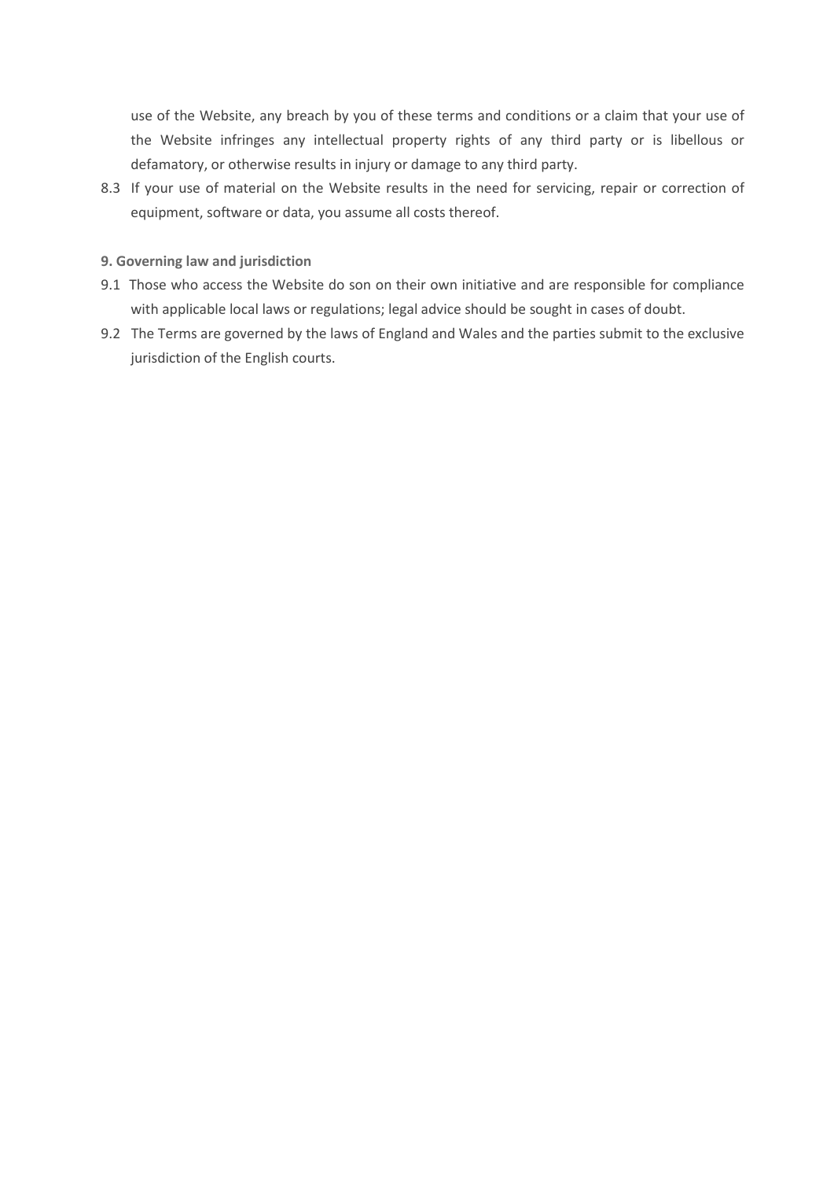use of the Website, any breach by you of these terms and conditions or a claim that your use of the Website infringes any intellectual property rights of any third party or is libellous or defamatory, or otherwise results in injury or damage to any third party.

8.3 If your use of material on the Website results in the need for servicing, repair or correction of equipment, software or data, you assume all costs thereof.

**9. Governing law and jurisdiction**

9.1 Those who access the Website do son on their own initiative and are responsible for compliance with applicable local laws or regulations; legal advice should be sought in cases of doubt.

9.2 The Terms are governed by the laws of England and Wales and the parties submit to the exclusive jurisdiction of the English courts.